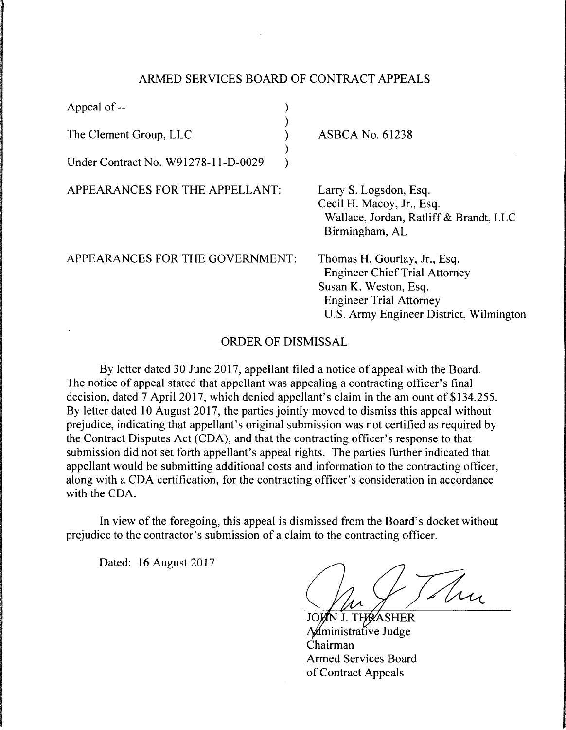## ARMED SERVICES BOARD OF CONTRACT APPEALS

| | |
|---|---|
| Appeal of -- | |
| The Clement Group, LLC | ASBCA No. 61238 |
| Under Contract No. W91278-11-D-0029 | |

APPEARANCES FOR THE APPELLANT:

Larry S. Logsdon, Esq.
Cecil H. Macoy, Jr., Esq.
Wallace, Jordan, Ratliff & Brandt, LLC
Birmingham, AL

APPEARANCES FOR THE GOVERNMENT:

Thomas H. Gourlay, Jr., Esq.
Engineer Chief Trial Attorney
Susan K. Weston, Esq.
Engineer Trial Attorney
U.S. Army Engineer District, Wilmington

### ORDER OF DISMISSAL

By letter dated 30 June 2017, appellant filed a notice of appeal with the Board. The notice of appeal stated that appellant was appealing a contracting officer's final decision, dated 7 April 2017, which denied appellant's claim in the am ount of $134,255. By letter dated 10 August 2017, the parties jointly moved to dismiss this appeal without prejudice, indicating that appellant's original submission was not certified as required by the Contract Disputes Act (CDA), and that the contracting officer's response to that submission did not set forth appellant's appeal rights. The parties further indicated that appellant would be submitting additional costs and information to the contracting officer, along with a CDA certification, for the contracting officer's consideration in accordance with the CDA.

In view of the foregoing, this appeal is dismissed from the Board's docket without prejudice to the contractor's submission of a claim to the contracting officer.

Dated: 16 August 2017

JOHN J. THRASHER
Administrative Judge
Chairman
Armed Services Board
of Contract Appeals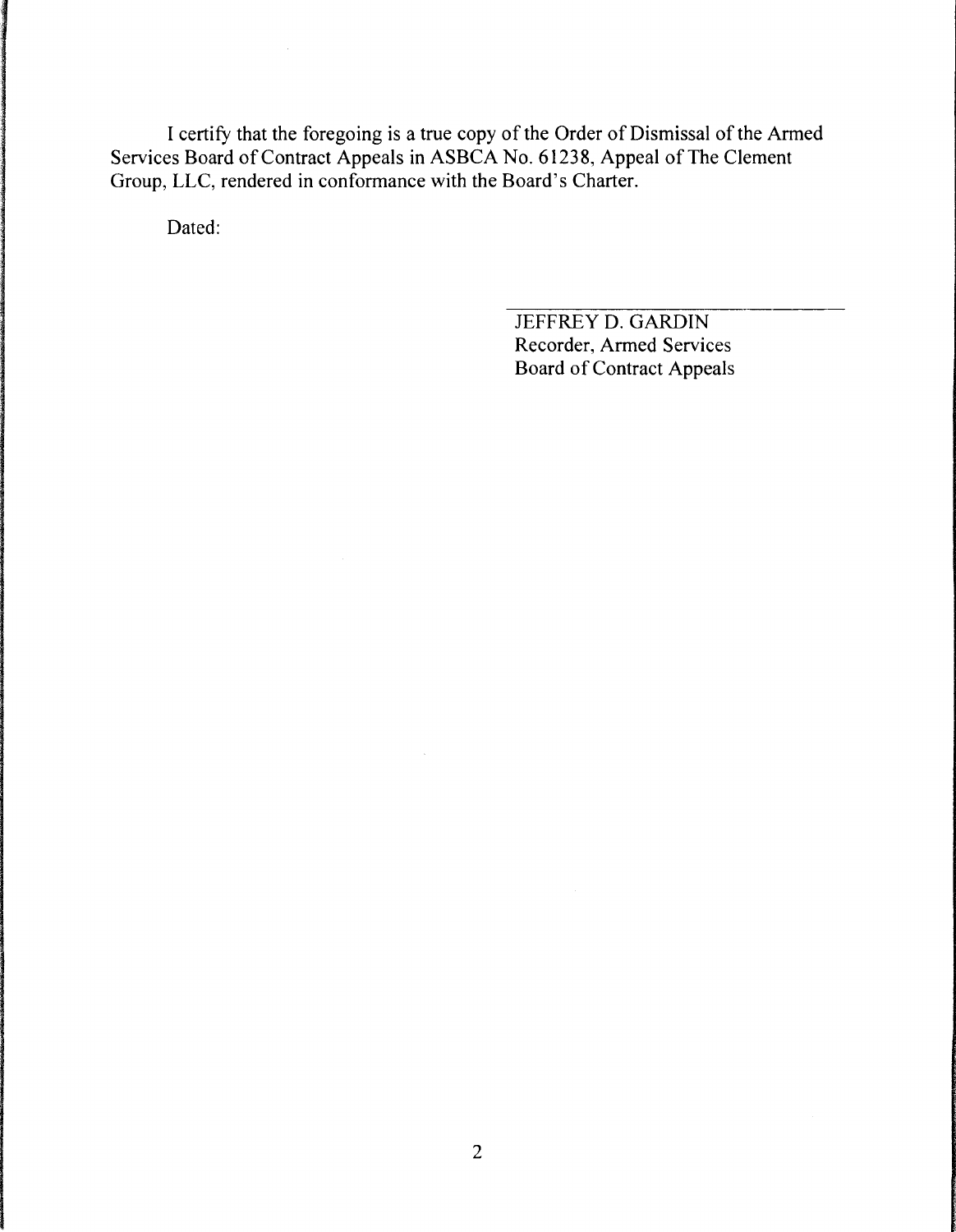I certify that the foregoing is a true copy of the Order of Dismissal of the Armed Services Board of Contract Appeals in ASBCA No. 61238, Appeal of The Clement Group, LLC, rendered in conformance with the Board's Charter.

Dated:

JEFFREY D. GARDIN
Recorder, Armed Services
Board of Contract Appeals